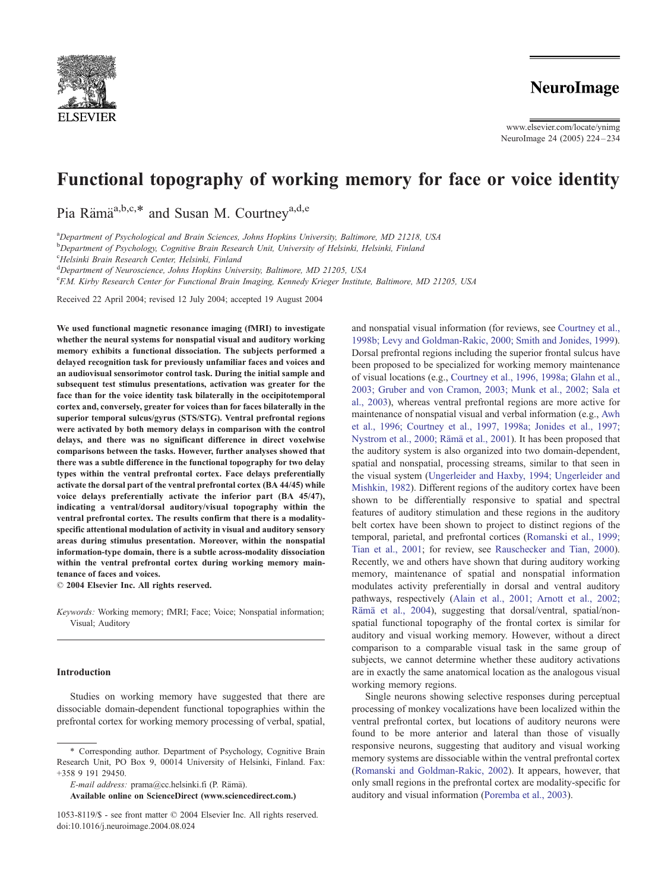# Functional topography of working memory for face or voice identity

Pia Rämä[a,b,c,*] and Susan M. Courtney[a,d,e]

[a]Department of Psychological and Brain Sciences, Johns Hopkins University, Baltimore, MD 21218, USA
[b]Department of Psychology, Cognitive Brain Research Unit, University of Helsinki, Helsinki, Finland
[c]Helsinki Brain Research Center, Helsinki, Finland
[d]Department of Neuroscience, Johns Hopkins University, Baltimore, MD 21205, USA
[e]F.M. Kirby Research Center for Functional Brain Imaging, Kennedy Krieger Institute, Baltimore, MD 21205, USA

Received 22 April 2004; revised 12 July 2004; accepted 19 August 2004

**We used functional magnetic resonance imaging (fMRI) to investigate whether the neural systems for nonspatial visual and auditory working memory exhibits a functional dissociation. The subjects performed a delayed recognition task for previously unfamiliar faces and voices and an audiovisual sensorimotor control task. During the initial sample and subsequent test stimulus presentations, activation was greater for the face than for the voice identity task bilaterally in the occipitotemporal cortex and, conversely, greater for voices than for faces bilaterally in the superior temporal sulcus/gyrus (STS/STG). Ventral prefrontal regions were activated by both memory delays in comparison with the control delays, and there was no significant difference in direct voxelwise comparisons between the tasks. However, further analyses showed that there was a subtle difference in the functional topography for two delay types within the ventral prefrontal cortex. Face delays preferentially activate the dorsal part of the ventral prefrontal cortex (BA 44/45) while voice delays preferentially activate the inferior part (BA 45/47), indicating a ventral/dorsal auditory/visual topography within the ventral prefrontal cortex. The results confirm that there is a modality-specific attentional modulation of activity in visual and auditory sensory areas during stimulus presentation. Moreover, within the nonspatial information-type domain, there is a subtle across-modality dissociation within the ventral prefrontal cortex during working memory maintenance of faces and voices.**

**© 2004 Elsevier Inc. All rights reserved.**

*Keywords:* Working memory; fMRI; Face; Voice; Nonspatial information; Visual; Auditory

## Introduction

Studies on working memory have suggested that there are dissociable domain-dependent functional topographies within the prefrontal cortex for working memory processing of verbal, spatial, and nonspatial visual information (for reviews, see Courtney et al., 1998b; Levy and Goldman-Rakic, 2000; Smith and Jonides, 1999). Dorsal prefrontal regions including the superior frontal sulcus have been proposed to be specialized for working memory maintenance of visual locations (e.g., Courtney et al., 1996, 1998a; Glahn et al., 2003; Gruber and von Cramon, 2003; Munk et al., 2002; Sala et al., 2003), whereas ventral prefrontal regions are more active for maintenance of nonspatial visual and verbal information (e.g., Awh et al., 1996; Courtney et al., 1997, 1998a; Jonides et al., 1997; Nystrom et al., 2000; Rämä et al., 2001). It has been proposed that the auditory system is also organized into two domain-dependent, spatial and nonspatial, processing streams, similar to that seen in the visual system (Ungerleider and Haxby, 1994; Ungerleider and Mishkin, 1982). Different regions of the auditory cortex have been shown to be differentially responsive to spatial and spectral features of auditory stimulation and these regions in the auditory belt cortex have been shown to project to distinct regions of the temporal, parietal, and prefrontal cortices (Romanski et al., 1999; Tian et al., 2001; for review, see Rauschecker and Tian, 2000). Recently, we and others have shown that during auditory working memory, maintenance of spatial and nonspatial information modulates activity preferentially in dorsal and ventral auditory pathways, respectively (Alain et al., 2001; Arnott et al., 2002; Rämä et al., 2004), suggesting that dorsal/ventral, spatial/nonspatial functional topography of the frontal cortex is similar for auditory and visual working memory. However, without a direct comparison to a comparable visual task in the same group of subjects, we cannot determine whether these auditory activations are in exactly the same anatomical location as the analogous visual working memory regions.

Single neurons showing selective responses during perceptual processing of monkey vocalizations have been localized within the ventral prefrontal cortex, but locations of auditory neurons were found to be more anterior and lateral than those of visually responsive neurons, suggesting that auditory and visual working memory systems are dissociable within the ventral prefrontal cortex (Romanski and Goldman-Rakic, 2002). It appears, however, that only small regions in the prefrontal cortex are modality-specific for auditory and visual information (Poremba et al., 2003).

\* Corresponding author. Department of Psychology, Cognitive Brain Research Unit, PO Box 9, 00014 University of Helsinki, Finland. Fax: +358 9 191 29450.
*E-mail address:* prama@cc.helsinki.fi (P. Rämä).
**Available online on ScienceDirect (www.sciencedirect.com.)**

1053-8119/$ - see front matter © 2004 Elsevier Inc. All rights reserved.
doi:10.1016/j.neuroimage.2004.08.024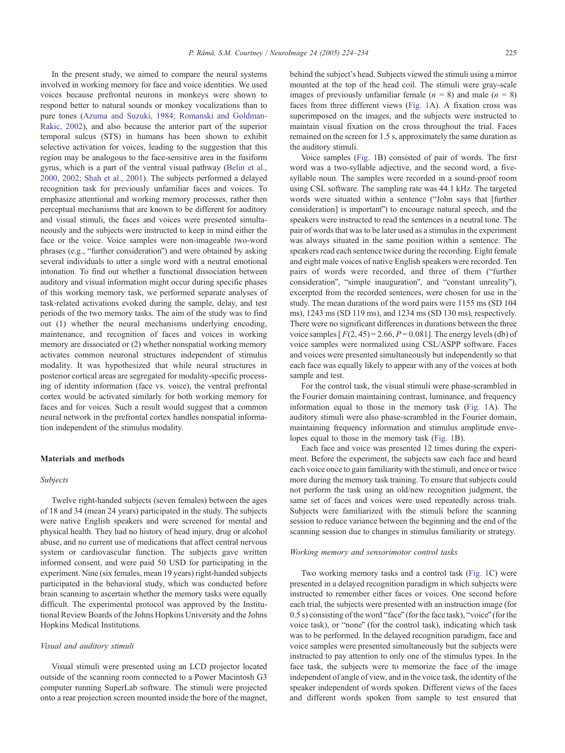In the present study, we aimed to compare the neural systems involved in working memory for face and voice identities. We used voices because prefrontal neurons in monkeys were shown to respond better to natural sounds or monkey vocalizations than to pure tones (Azuma and Suzuki, 1984; Romanski and Goldman-Rakic, 2002), and also because the anterior part of the superior temporal sulcus (STS) in humans has been shown to exhibit selective activation for voices, leading to the suggestion that this region may be analogous to the face-sensitive area in the fusiform gyrus, which is a part of the ventral visual pathway (Belin et al., 2000, 2002; Shah et al., 2001). The subjects performed a delayed recognition task for previously unfamiliar faces and voices. To emphasize attentional and working memory processes, rather then perceptual mechanisms that are known to be different for auditory and visual stimuli, the faces and voices were presented simultaneously and the subjects were instructed to keep in mind either the face or the voice. Voice samples were non-imageable two-word phrases (e.g., "further consideration") and were obtained by asking several individuals to utter a single word with a neutral emotional intonation. To find out whether a functional dissociation between auditory and visual information might occur during specific phases of this working memory task, we performed separate analyses of task-related activations evoked during the sample, delay, and test periods of the two memory tasks. The aim of the study was to find out (1) whether the neural mechanisms underlying encoding, maintenance, and recognition of faces and voices in working memory are dissociated or (2) whether nonspatial working memory activates common neuronal structures independent of stimulus modality. It was hypothesized that while neural structures in posterior cortical areas are segregated for modality-specific processing of identity information (face vs. voice), the ventral prefrontal cortex would be activated similarly for both working memory for faces and for voices. Such a result would suggest that a common neural network in the prefrontal cortex handles nonspatial information independent of the stimulus modality.

## Materials and methods

### *Subjects*

Twelve right-handed subjects (seven females) between the ages of 18 and 34 (mean 24 years) participated in the study. The subjects were native English speakers and were screened for mental and physical health. They had no history of head injury, drug or alcohol abuse, and no current use of medications that affect central nervous system or cardiovascular function. The subjects gave written informed consent, and were paid 50 USD for participating in the experiment. Nine (six females, mean 19 years) right-handed subjects participated in the behavioral study, which was conducted before brain scanning to ascertain whether the memory tasks were equally difficult. The experimental protocol was approved by the Institutional Review Boards of the Johns Hopkins University and the Johns Hopkins Medical Institutions.

### *Visual and auditory stimuli*

Visual stimuli were presented using an LCD projector located outside of the scanning room connected to a Power Macintosh G3 computer running SuperLab software. The stimuli were projected onto a rear projection screen mounted inside the bore of the magnet, behind the subject's head. Subjects viewed the stimuli using a mirror mounted at the top of the head coil. The stimuli were gray-scale images of previously unfamiliar female ($n$ = 8) and male ($n$ = 8) faces from three different views (Fig. 1A). A fixation cross was superimposed on the images, and the subjects were instructed to maintain visual fixation on the cross throughout the trial. Faces remained on the screen for 1.5 s, approximately the same duration as the auditory stimuli.

Voice samples (Fig. 1B) consisted of pair of words. The first word was a two-syllable adjective, and the second word, a five-syllable noun. The samples were recorded in a sound-proof room using CSL software. The sampling rate was 44.1 kHz. The targeted words were situated within a sentence ("John says that [further consideration] is important") to encourage natural speech, and the speakers were instructed to read the sentences in a neutral tone. The pair of words that was to be later used as a stimulus in the experiment was always situated in the same position within a sentence. The speakers read each sentence twice during the recording. Eight female and eight male voices of native English speakers were recorded. Ten pairs of words were recorded, and three of them ("further consideration", "simple inauguration", and "constant unreality"), excerpted from the recorded sentences, were chosen for use in the study. The mean durations of the word pairs were 1155 ms (SD 104 ms), 1243 ms (SD 119 ms), and 1234 ms (SD 130 ms), respectively. There were no significant differences in durations between the three voice samples [$F(2, 45) = 2.66$, $P = 0.081$]. The energy levels (db) of voice samples were normalized using CSL/ASPP software. Faces and voices were presented simultaneously but independently so that each face was equally likely to appear with any of the voices at both sample and test.

For the control task, the visual stimuli were phase-scrambled in the Fourier domain maintaining contrast, luminance, and frequency information equal to those in the memory task (Fig. 1A). The auditory stimuli were also phase-scrambled in the Fourier domain, maintaining frequency information and stimulus amplitude envelopes equal to those in the memory task (Fig. 1B).

Each face and voice was presented 12 times during the experiment. Before the experiment, the subjects saw each face and heard each voice once to gain familiarity with the stimuli, and once or twice more during the memory task training. To ensure that subjects could not perform the task using an old/new recognition judgment, the same set of faces and voices were used repeatedly across trials. Subjects were familiarized with the stimuli before the scanning session to reduce variance between the beginning and the end of the scanning session due to changes in stimulus familiarity or strategy.

### *Working memory and sensorimotor control tasks*

Two working memory tasks and a control task (Fig. 1C) were presented in a delayed recognition paradigm in which subjects were instructed to remember either faces or voices. One second before each trial, the subjects were presented with an instruction image (for 0.5 s) consisting of the word "face" (for the face task), "voice" (for the voice task), or "none" (for the control task), indicating which task was to be performed. In the delayed recognition paradigm, face and voice samples were presented simultaneously but the subjects were instructed to pay attention to only one of the stimulus types. In the face task, the subjects were to memorize the face of the image independent of angle of view, and in the voice task, the identity of the speaker independent of words spoken. Different views of the faces and different words spoken from sample to test ensured that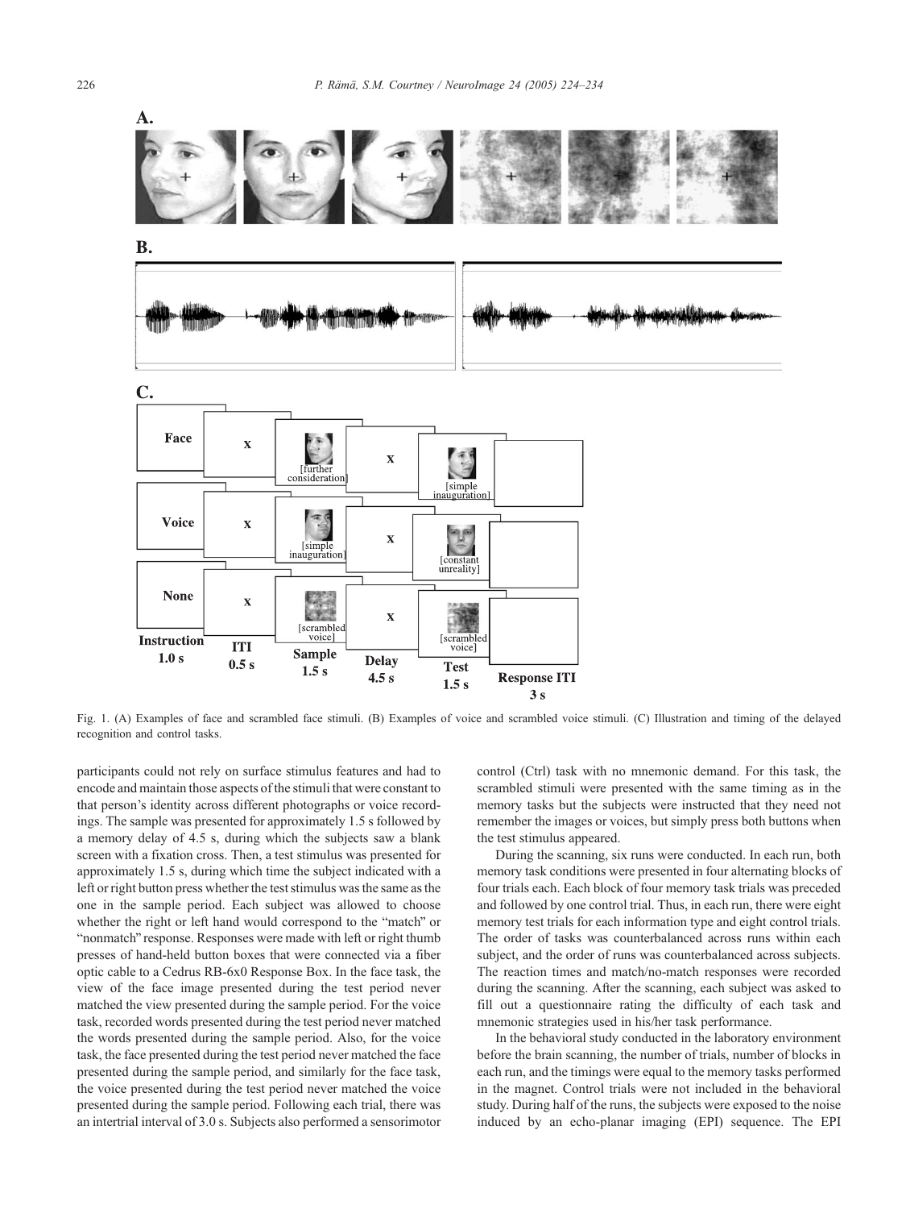A.

B.

C.

Face

Voice

None

Instruction
1.0 s

ITI
0.5 s

Sample
1.5 s

Delay
4.5 s

Test
1.5 s

Response ITI
3 s

[further consideration]

[simple inauguration]

[simple inauguration]

[constant unreality]

[scrambled voice]

[scrambled voice]

Fig. 1. (A) Examples of face and scrambled face stimuli. (B) Examples of voice and scrambled voice stimuli. (C) Illustration and timing of the delayed recognition and control tasks.

participants could not rely on surface stimulus features and had to encode and maintain those aspects of the stimuli that were constant to that person's identity across different photographs or voice recordings. The sample was presented for approximately 1.5 s followed by a memory delay of 4.5 s, during which the subjects saw a blank screen with a fixation cross. Then, a test stimulus was presented for approximately 1.5 s, during which time the subject indicated with a left or right button press whether the test stimulus was the same as the one in the sample period. Each subject was allowed to choose whether the right or left hand would correspond to the "match" or "nonmatch" response. Responses were made with left or right thumb presses of hand-held button boxes that were connected via a fiber optic cable to a Cedrus RB-6x0 Response Box. In the face task, the view of the face image presented during the test period never matched the view presented during the sample period. For the voice task, recorded words presented during the test period never matched the words presented during the sample period. Also, for the voice task, the face presented during the test period never matched the face presented during the sample period, and similarly for the face task, the voice presented during the test period never matched the voice presented during the sample period. Following each trial, there was an intertrial interval of 3.0 s. Subjects also performed a sensorimotor control (Ctrl) task with no mnemonic demand. For this task, the scrambled stimuli were presented with the same timing as in the memory tasks but the subjects were instructed that they need not remember the images or voices, but simply press both buttons when the test stimulus appeared.

During the scanning, six runs were conducted. In each run, both memory task conditions were presented in four alternating blocks of four trials each. Each block of four memory task trials was preceded and followed by one control trial. Thus, in each run, there were eight memory test trials for each information type and eight control trials. The order of tasks was counterbalanced across runs within each subject, and the order of runs was counterbalanced across subjects. The reaction times and match/no-match responses were recorded during the scanning. After the scanning, each subject was asked to fill out a questionnaire rating the difficulty of each task and mnemonic strategies used in his/her task performance.

In the behavioral study conducted in the laboratory environment before the brain scanning, the number of trials, number of blocks in each run, and the timings were equal to the memory tasks performed in the magnet. Control trials were not included in the behavioral study. During half of the runs, the subjects were exposed to the noise induced by an echo-planar imaging (EPI) sequence. The EPI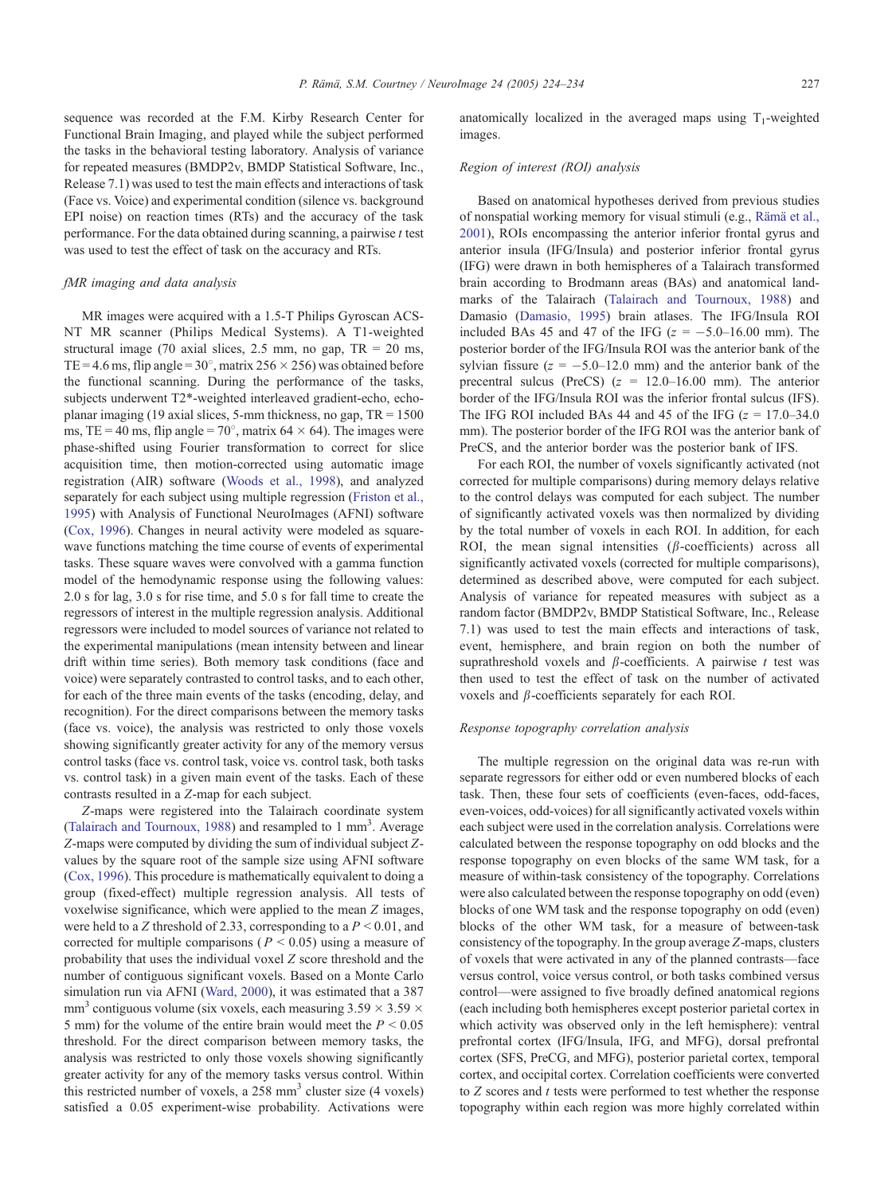sequence was recorded at the F.M. Kirby Research Center for Functional Brain Imaging, and played while the subject performed the tasks in the behavioral testing laboratory. Analysis of variance for repeated measures (BMDP2v, BMDP Statistical Software, Inc., Release 7.1) was used to test the main effects and interactions of task (Face vs. Voice) and experimental condition (silence vs. background EPI noise) on reaction times (RTs) and the accuracy of the task performance. For the data obtained during scanning, a pairwise $t$ test was used to test the effect of task on the accuracy and RTs.

### *fMR imaging and data analysis*

MR images were acquired with a 1.5-T Philips Gyroscan ACS-NT MR scanner (Philips Medical Systems). A T1-weighted structural image (70 axial slices, 2.5 mm, no gap, TR = 20 ms, TE = 4.6 ms, flip angle = 30°, matrix 256 × 256) was obtained before the functional scanning. During the performance of the tasks, subjects underwent T2*-weighted interleaved gradient-echo, echo-planar imaging (19 axial slices, 5-mm thickness, no gap, TR = 1500 ms, TE = 40 ms, flip angle = 70°, matrix 64 × 64). The images were phase-shifted using Fourier transformation to correct for slice acquisition time, then motion-corrected using automatic image registration (AIR) software (Woods et al., 1998), and analyzed separately for each subject using multiple regression (Friston et al., 1995) with Analysis of Functional NeuroImages (AFNI) software (Cox, 1996). Changes in neural activity were modeled as square-wave functions matching the time course of events of experimental tasks. These square waves were convolved with a gamma function model of the hemodynamic response using the following values: 2.0 s for lag, 3.0 s for rise time, and 5.0 s for fall time to create the regressors of interest in the multiple regression analysis. Additional regressors were included to model sources of variance not related to the experimental manipulations (mean intensity between and linear drift within time series). Both memory task conditions (face and voice) were separately contrasted to control tasks, and to each other, for each of the three main events of the tasks (encoding, delay, and recognition). For the direct comparisons between the memory tasks (face vs. voice), the analysis was restricted to only those voxels showing significantly greater activity for any of the memory versus control tasks (face vs. control task, voice vs. control task, both tasks vs. control task) in a given main event of the tasks. Each of these contrasts resulted in a $Z$-map for each subject.

$Z$-maps were registered into the Talairach coordinate system (Talairach and Tournoux, 1988) and resampled to 1 mm$^3$. Average $Z$-maps were computed by dividing the sum of individual subject $Z$-values by the square root of the sample size using AFNI software (Cox, 1996). This procedure is mathematically equivalent to doing a group (fixed-effect) multiple regression analysis. All tests of voxelwise significance, which were applied to the mean $Z$ images, were held to a $Z$ threshold of 2.33, corresponding to a $P < 0.01$, and corrected for multiple comparisons ( $P < 0.05$) using a measure of probability that uses the individual voxel $Z$ score threshold and the number of contiguous significant voxels. Based on a Monte Carlo simulation run via AFNI (Ward, 2000), it was estimated that a 387 mm$^3$ contiguous volume (six voxels, each measuring 3.59 × 3.59 × 5 mm) for the volume of the entire brain would meet the $P < 0.05$ threshold. For the direct comparison between memory tasks, the analysis was restricted to only those voxels showing significantly greater activity for any of the memory tasks versus control. Within this restricted number of voxels, a 258 mm$^3$ cluster size (4 voxels) satisfied a 0.05 experiment-wise probability. Activations were anatomically localized in the averaged maps using $T_1$-weighted images.

### *Region of interest (ROI) analysis*

Based on anatomical hypotheses derived from previous studies of nonspatial working memory for visual stimuli (e.g., Rämä et al., 2001), ROIs encompassing the anterior inferior frontal gyrus and anterior insula (IFG/Insula) and posterior inferior frontal gyrus (IFG) were drawn in both hemispheres of a Talairach transformed brain according to Brodmann areas (BAs) and anatomical landmarks of the Talairach (Talairach and Tournoux, 1988) and Damasio (Damasio, 1995) brain atlases. The IFG/Insula ROI included BAs 45 and 47 of the IFG ($z$ = −5.0–16.00 mm). The posterior border of the IFG/Insula ROI was the anterior bank of the sylvian fissure ($z$ = −5.0–12.0 mm) and the anterior bank of the precentral sulcus (PreCS) ($z$ = 12.0–16.00 mm). The anterior border of the IFG/Insula ROI was the inferior frontal sulcus (IFS). The IFG ROI included BAs 44 and 45 of the IFG ($z$ = 17.0–34.0 mm). The posterior border of the IFG ROI was the anterior bank of PreCS, and the anterior border was the posterior bank of IFS.

For each ROI, the number of voxels significantly activated (not corrected for multiple comparisons) during memory delays relative to the control delays was computed for each subject. The number of significantly activated voxels was then normalized by dividing by the total number of voxels in each ROI. In addition, for each ROI, the mean signal intensities ($\beta$-coefficients) across all significantly activated voxels (corrected for multiple comparisons), determined as described above, were computed for each subject. Analysis of variance for repeated measures with subject as a random factor (BMDP2v, BMDP Statistical Software, Inc., Release 7.1) was used to test the main effects and interactions of task, event, hemisphere, and brain region on both the number of suprathreshold voxels and $\beta$-coefficients. A pairwise $t$ test was then used to test the effect of task on the number of activated voxels and $\beta$-coefficients separately for each ROI.

### *Response topography correlation analysis*

The multiple regression on the original data was re-run with separate regressors for either odd or even numbered blocks of each task. Then, these four sets of coefficients (even-faces, odd-faces, even-voices, odd-voices) for all significantly activated voxels within each subject were used in the correlation analysis. Correlations were calculated between the response topography on odd blocks and the response topography on even blocks of the same WM task, for a measure of within-task consistency of the topography. Correlations were also calculated between the response topography on odd (even) blocks of one WM task and the response topography on odd (even) blocks of the other WM task, for a measure of between-task consistency of the topography. In the group average $Z$-maps, clusters of voxels that were activated in any of the planned contrasts—face versus control, voice versus control, or both tasks combined versus control—were assigned to five broadly defined anatomical regions (each including both hemispheres except posterior parietal cortex in which activity was observed only in the left hemisphere): ventral prefrontal cortex (IFG/Insula, IFG, and MFG), dorsal prefrontal cortex (SFS, PreCG, and MFG), posterior parietal cortex, temporal cortex, and occipital cortex. Correlation coefficients were converted to $Z$ scores and $t$ tests were performed to test whether the response topography within each region was more highly correlated within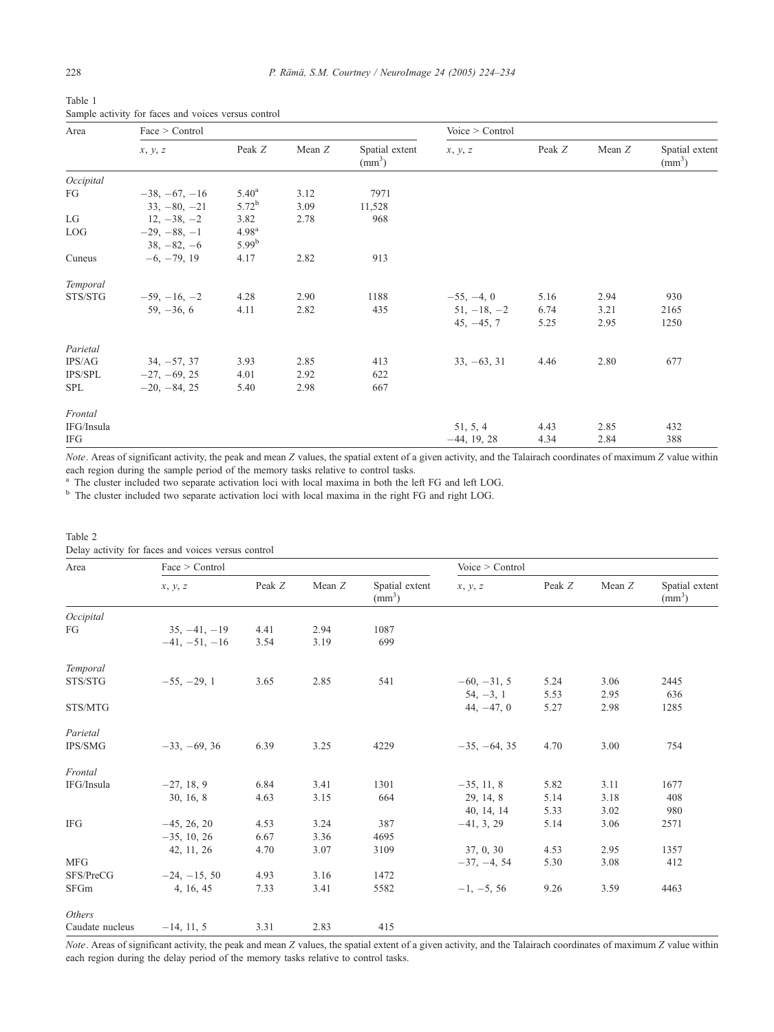Table 1
Sample activity for faces and voices versus control

| Area | Face > Control | | | | Voice > Control | | | |
|---|---|---|---|---|---|---|---|---|
| | *x*, *y*, *z* | Peak *Z* | Mean *Z* | Spatial extent (mm$^3$) | *x*, *y*, *z* | Peak *Z* | Mean *Z* | Spatial extent (mm$^3$) |
| *Occipital* | | | | | | | | |
| FG | −38, −67, −16 | 5.40[a] | 3.12 | 7971 | | | | |
| | 33, −80, −21 | 5.72[b] | 3.09 | 11,528 | | | | |
| LG | 12, −38, −2 | 3.82 | 2.78 | 968 | | | | |
| LOG | −29, −88, −1 | 4.98[a] | | | | | | |
| | 38, −82, −6 | 5.99[b] | | | | | | |
| Cuneus | −6, −79, 19 | 4.17 | 2.82 | 913 | | | | |
| *Temporal* | | | | | | | | |
| STS/STG | −59, −16, −2 | 4.28 | 2.90 | 1188 | −55, −4, 0 | 5.16 | 2.94 | 930 |
| | 59, −36, 6 | 4.11 | 2.82 | 435 | 51, −18, −2 | 6.74 | 3.21 | 2165 |
| | | | | | 45, −45, 7 | 5.25 | 2.95 | 1250 |
| *Parietal* | | | | | | | | |
| IPS/AG | 34, −57, 37 | 3.93 | 2.85 | 413 | 33, −63, 31 | 4.46 | 2.80 | 677 |
| IPS/SPL | −27, −69, 25 | 4.01 | 2.92 | 622 | | | | |
| SPL | −20, −84, 25 | 5.40 | 2.98 | 667 | | | | |
| *Frontal* | | | | | | | | |
| IFG/Insula | | | | | 51, 5, 4 | 4.43 | 2.85 | 432 |
| IFG | | | | | −44, 19, 28 | 4.34 | 2.84 | 388 |

*Note*. Areas of significant activity, the peak and mean *Z* values, the spatial extent of a given activity, and the Talairach coordinates of maximum *Z* value within each region during the sample period of the memory tasks relative to control tasks.
[a] The cluster included two separate activation loci with local maxima in both the left FG and left LOG.
[b] The cluster included two separate activation loci with local maxima in the right FG and right LOG.

Table 2
Delay activity for faces and voices versus control

| Area | Face > Control | | | | Voice > Control | | | |
|---|---|---|---|---|---|---|---|---|
| | *x*, *y*, *z* | Peak *Z* | Mean *Z* | Spatial extent (mm$^3$) | *x*, *y*, *z* | Peak *Z* | Mean *Z* | Spatial extent (mm$^3$) |
| *Occipital* | | | | | | | | |
| FG | 35, −41, −19 | 4.41 | 2.94 | 1087 | | | | |
| | −41, −51, −16 | 3.54 | 3.19 | 699 | | | | |
| *Temporal* | | | | | | | | |
| STS/STG | −55, −29, 1 | 3.65 | 2.85 | 541 | −60, −31, 5 | 5.24 | 3.06 | 2445 |
| | | | | | 54, −3, 1 | 5.53 | 2.95 | 636 |
| STS/MTG | | | | | 44, −47, 0 | 5.27 | 2.98 | 1285 |
| *Parietal* | | | | | | | | |
| IPS/SMG | −33, −69, 36 | 6.39 | 3.25 | 4229 | −35, −64, 35 | 4.70 | 3.00 | 754 |
| *Frontal* | | | | | | | | |
| IFG/Insula | −27, 18, 9 | 6.84 | 3.41 | 1301 | −35, 11, 8 | 5.82 | 3.11 | 1677 |
| | 30, 16, 8 | 4.63 | 3.15 | 664 | 29, 14, 8 | 5.14 | 3.18 | 408 |
| | | | | | 40, 14, 14 | 5.33 | 3.02 | 980 |
| IFG | −45, 26, 20 | 4.53 | 3.24 | 387 | −41, 3, 29 | 5.14 | 3.06 | 2571 |
| | −35, 10, 26 | 6.67 | 3.36 | 4695 | | | | |
| | 42, 11, 26 | 4.70 | 3.07 | 3109 | 37, 0, 30 | 4.53 | 2.95 | 1357 |
| MFG | | | | | −37, −4, 54 | 5.30 | 3.08 | 412 |
| SFS/PreCG | −24, −15, 50 | 4.93 | 3.16 | 1472 | | | | |
| SFGm | 4, 16, 45 | 7.33 | 3.41 | 5582 | −1, −5, 56 | 9.26 | 3.59 | 4463 |
| *Others* | | | | | | | | |
| Caudate nucleus | −14, 11, 5 | 3.31 | 2.83 | 415 | | | | |

*Note*. Areas of significant activity, the peak and mean *Z* values, the spatial extent of a given activity, and the Talairach coordinates of maximum *Z* value within each region during the delay period of the memory tasks relative to control tasks.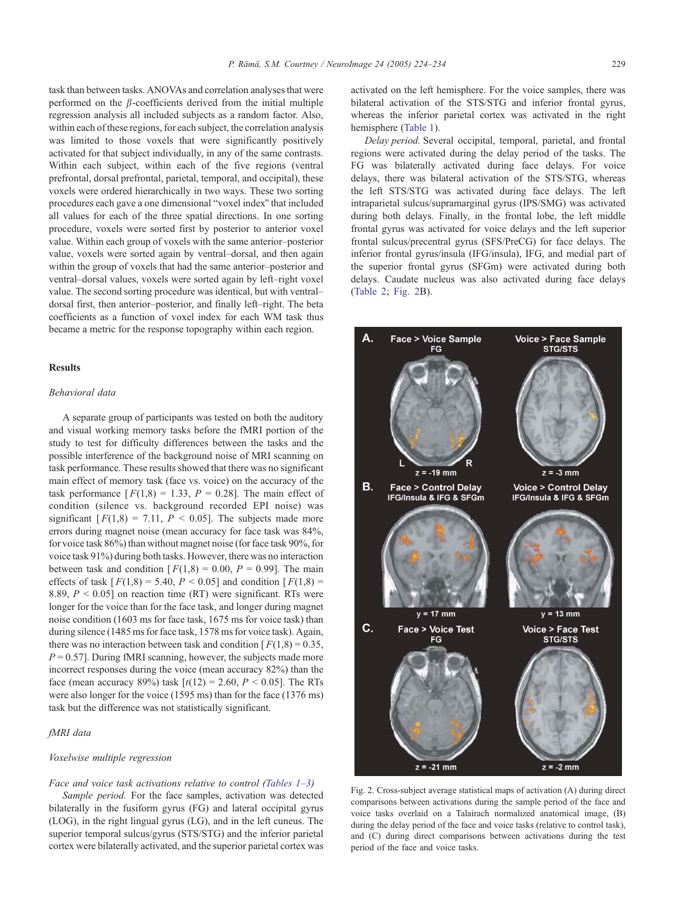task than between tasks. ANOVAs and correlation analyses that were performed on the β-coefficients derived from the initial multiple regression analysis all included subjects as a random factor. Also, within each of these regions, for each subject, the correlation analysis was limited to those voxels that were significantly positively activated for that subject individually, in any of the same contrasts. Within each subject, within each of the five regions (ventral prefrontal, dorsal prefrontal, parietal, temporal, and occipital), these voxels were ordered hierarchically in two ways. These two sorting procedures each gave a one dimensional "voxel index" that included all values for each of the three spatial directions. In one sorting procedure, voxels were sorted first by posterior to anterior voxel value. Within each group of voxels with the same anterior–posterior value, voxels were sorted again by ventral–dorsal, and then again within the group of voxels that had the same anterior–posterior and ventral–dorsal values, voxels were sorted again by left–right voxel value. The second sorting procedure was identical, but with ventral–dorsal first, then anterior–posterior, and finally left–right. The beta coefficients as a function of voxel index for each WM task thus became a metric for the response topography within each region.

## Results

### *Behavioral data*

A separate group of participants was tested on both the auditory and visual working memory tasks before the fMRI portion of the study to test for difficulty differences between the tasks and the possible interference of the background noise of MRI scanning on task performance. These results showed that there was no significant main effect of memory task (face vs. voice) on the accuracy of the task performance [$F(1,8) = 1.33$, $P = 0.28$]. The main effect of condition (silence vs. background recorded EPI noise) was significant [$F(1,8) = 7.11$, $P < 0.05$]. The subjects made more errors during magnet noise (mean accuracy for face task was 84%, for voice task 86%) than without magnet noise (for face task 90%, for voice task 91%) during both tasks. However, there was no interaction between task and condition [$F(1,8) = 0.00$, $P = 0.99$]. The main effects of task [$F(1,8) = 5.40$, $P < 0.05$] and condition [$F(1,8) = 8.89$, $P < 0.05$] on reaction time (RT) were significant. RTs were longer for the voice than for the face task, and longer during magnet noise condition (1603 ms for face task, 1675 ms for voice task) than during silence (1485 ms for face task, 1578 ms for voice task). Again, there was no interaction between task and condition [$F(1,8) = 0.35$, $P = 0.57$]. During fMRI scanning, however, the subjects made more incorrect responses during the voice (mean accuracy 82%) than the face (mean accuracy 89%) task [$t(12) = 2.60$, $P < 0.05$]. The RTs were also longer for the voice (1595 ms) than for the face (1376 ms) task but the difference was not statistically significant.

### *fMRI data*

#### *Voxelwise multiple regression*

*Face and voice task activations relative to control (Tables 1–3)*

*Sample period.* For the face samples, activation was detected bilaterally in the fusiform gyrus (FG) and lateral occipital gyrus (LOG), in the right lingual gyrus (LG), and in the left cuneus. The superior temporal sulcus/gyrus (STS/STG) and the inferior parietal cortex were bilaterally activated, and the superior parietal cortex was activated on the left hemisphere. For the voice samples, there was bilateral activation of the STS/STG and inferior frontal gyrus, whereas the inferior parietal cortex was activated in the right hemisphere (Table 1).

*Delay period.* Several occipital, temporal, parietal, and frontal regions were activated during the delay period of the tasks. The FG was bilaterally activated during face delays. For voice delays, there was bilateral activation of the STS/STG, whereas the left STS/STG was activated during face delays. The left intraparietal sulcus/supramarginal gyrus (IPS/SMG) was activated during both delays. Finally, in the frontal lobe, the left middle frontal gyrus was activated for voice delays and the left superior frontal sulcus/precentral gyrus (SFS/PreCG) for face delays. The inferior frontal gyrus/insula (IFG/insula), IFG, and medial part of the superior frontal gyrus (SFGm) were activated during both delays. Caudate nucleus was also activated during face delays (Table 2; Fig. 2B).

Fig. 2. Cross-subject average statistical maps of activation (A) during direct comparisons between activations during the sample period of the face and voice tasks overlaid on a Talairach normalized anatomical image, (B) during the delay period of the face and voice tasks (relative to control task), and (C) during direct comparisons between activations during the test period of the face and voice tasks.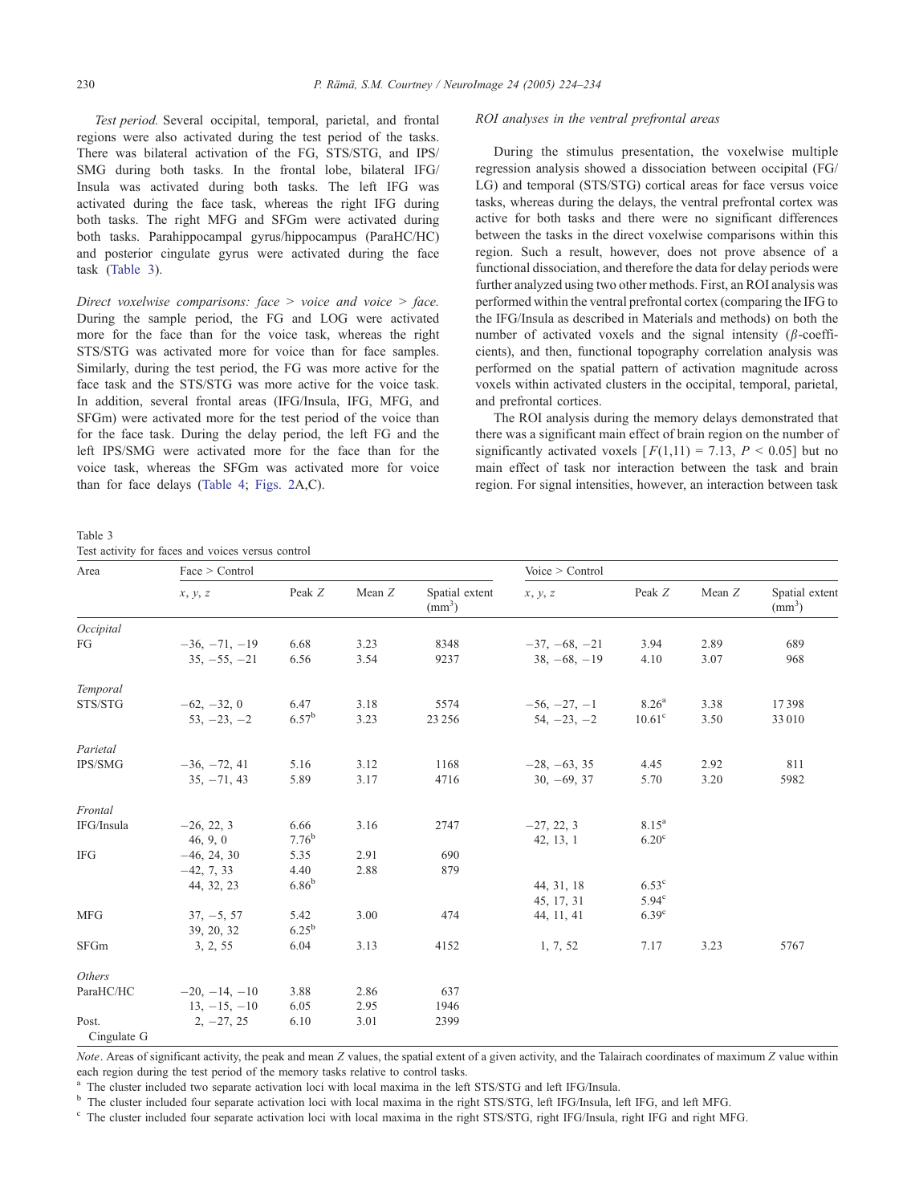*Test period.* Several occipital, temporal, parietal, and frontal regions were also activated during the test period of the tasks. There was bilateral activation of the FG, STS/STG, and IPS/SMG during both tasks. In the frontal lobe, bilateral IFG/Insula was activated during both tasks. The left IFG was activated during the face task, whereas the right IFG during both tasks. The right MFG and SFGm were activated during both tasks. Parahippocampal gyrus/hippocampus (ParaHC/HC) and posterior cingulate gyrus were activated during the face task (Table 3).

*Direct voxelwise comparisons: face > voice and voice > face.* During the sample period, the FG and LOG were activated more for the face than for the voice task, whereas the right STS/STG was activated more for voice than for face samples. Similarly, during the test period, the FG was more active for the face task and the STS/STG was more active for the voice task. In addition, several frontal areas (IFG/Insula, IFG, MFG, and SFGm) were activated more for the test period of the voice than for the face task. During the delay period, the left FG and the left IPS/SMG were activated more for the face than for the voice task, whereas the SFGm was activated more for voice than for face delays (Table 4; Figs. 2A,C).

*ROI analyses in the ventral prefrontal areas*

During the stimulus presentation, the voxelwise multiple regression analysis showed a dissociation between occipital (FG/LG) and temporal (STS/STG) cortical areas for face versus voice tasks, whereas during the delays, the ventral prefrontal cortex was active for both tasks and there were no significant differences between the tasks in the direct voxelwise comparisons within this region. Such a result, however, does not prove absence of a functional dissociation, and therefore the data for delay periods were further analyzed using two other methods. First, an ROI analysis was performed within the ventral prefrontal cortex (comparing the IFG to the IFG/Insula as described in Materials and methods) on both the number of activated voxels and the signal intensity ($\beta$-coefficients), and then, functional topography correlation analysis was performed on the spatial pattern of activation magnitude across voxels within activated clusters in the occipital, temporal, parietal, and prefrontal cortices.

The ROI analysis during the memory delays demonstrated that there was a significant main effect of brain region on the number of significantly activated voxels [$F(1,11) = 7.13$, $P < 0.05$] but no main effect of task nor interaction between the task and brain region. For signal intensities, however, an interaction between task

Table 3
Test activity for faces and voices versus control

| Area | Face > Control | | | | Voice > Control | | | |
|---|---|---|---|---|---|---|---|---|
| | x, y, z | Peak Z | Mean Z | Spatial extent (mm$^3$) | x, y, z | Peak Z | Mean Z | Spatial extent (mm$^3$) |
| *Occipital* | | | | | | | | |
| FG | −36, −71, −19 | 6.68 | 3.23 | 8348 | −37, −68, −21 | 3.94 | 2.89 | 689 |
| | 35, −55, −21 | 6.56 | 3.54 | 9237 | 38, −68, −19 | 4.10 | 3.07 | 968 |
| *Temporal* | | | | | | | | |
| STS/STG | −62, −32, 0 | 6.47 | 3.18 | 5574 | −56, −27, −1 | 8.26[a] | 3.38 | 17 398 |
| | 53, −23, −2 | 6.57[b] | 3.23 | 23 256 | 54, −23, −2 | 10.61[c] | 3.50 | 33 010 |
| *Parietal* | | | | | | | | |
| IPS/SMG | −36, −72, 41 | 5.16 | 3.12 | 1168 | −28, −63, 35 | 4.45 | 2.92 | 811 |
| | 35, −71, 43 | 5.89 | 3.17 | 4716 | 30, −69, 37 | 5.70 | 3.20 | 5982 |
| *Frontal* | | | | | | | | |
| IFG/Insula | −26, 22, 3 | 6.66 | 3.16 | 2747 | −27, 22, 3 | 8.15[a] | | |
| | 46, 9, 0 | 7.76[b] | | | 42, 13, 1 | 6.20[c] | | |
| IFG | −46, 24, 30 | 5.35 | 2.91 | 690 | | | | |
| | −42, 7, 33 | 4.40 | 2.88 | 879 | | | | |
| | 44, 32, 23 | 6.86[b] | | | 44, 31, 18 | 6.53[c] | | |
| | | | | | 45, 17, 31 | 5.94[c] | | |
| MFG | 37, −5, 57 | 5.42 | 3.00 | 474 | 44, 11, 41 | 6.39[c] | | |
| | 39, 20, 32 | 6.25[b] | | | | | | |
| SFGm | 3, 2, 55 | 6.04 | 3.13 | 4152 | 1, 7, 52 | 7.17 | 3.23 | 5767 |
| *Others* | | | | | | | | |
| ParaHC/HC | −20, −14, −10 | 3.88 | 2.86 | 637 | | | | |
| | 13, −15, −10 | 6.05 | 2.95 | 1946 | | | | |
| Post. Cingulate G | 2, −27, 25 | 6.10 | 3.01 | 2399 | | | | |

*Note*. Areas of significant activity, the peak and mean Z values, the spatial extent of a given activity, and the Talairach coordinates of maximum Z value within each region during the test period of the memory tasks relative to control tasks.

[a] The cluster included two separate activation loci with local maxima in the left STS/STG and left IFG/Insula.

[b] The cluster included four separate activation loci with local maxima in the right STS/STG, left IFG/Insula, left IFG, and left MFG.

[c] The cluster included four separate activation loci with local maxima in the right STS/STG, right IFG/Insula, right IFG and right MFG.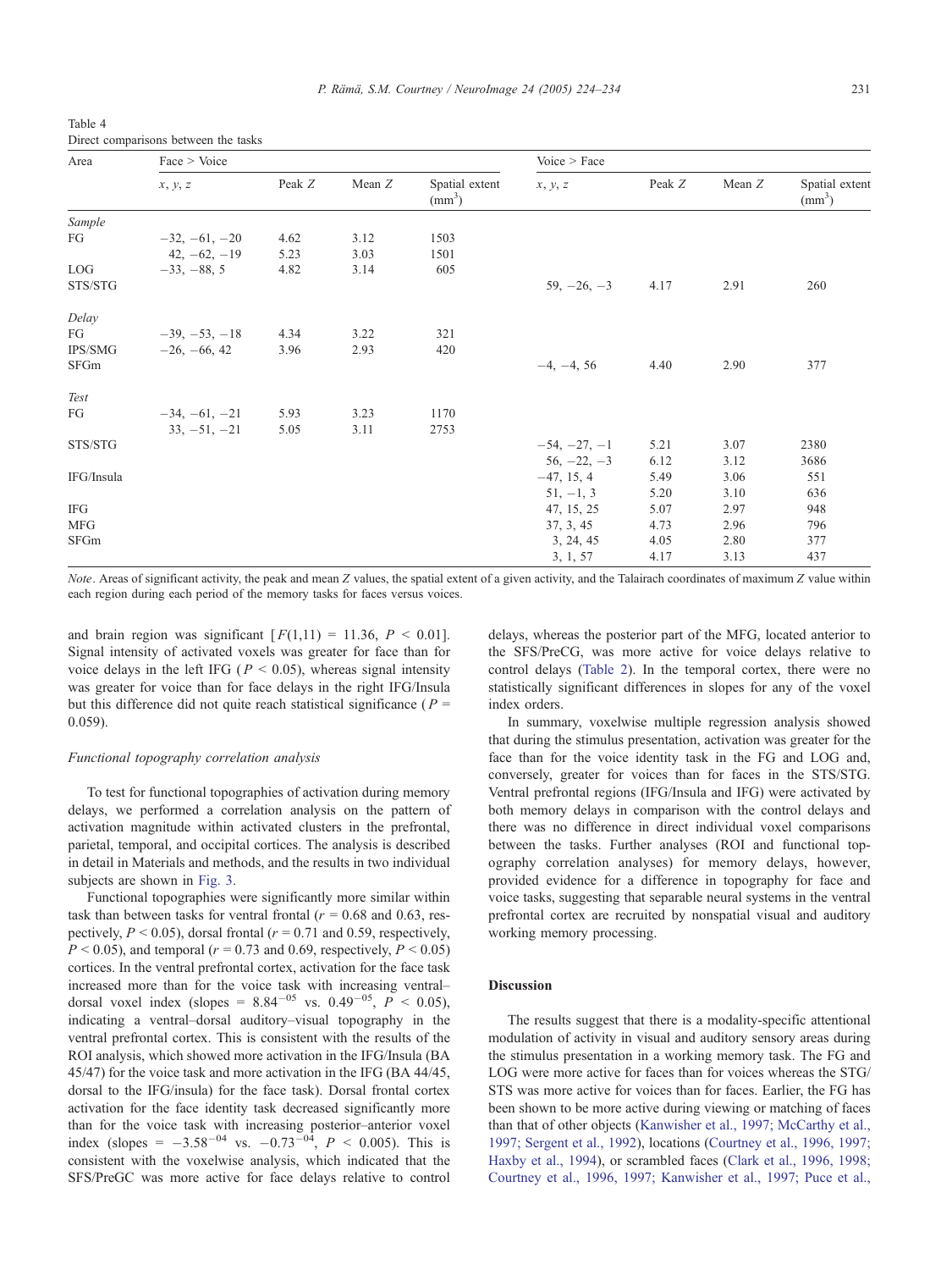Table 4
Direct comparisons between the tasks

| Area | Face > Voice | | | | Voice > Face | | | |
|---|---|---|---|---|---|---|---|---|
| | *x*, *y*, *z* | Peak *Z* | Mean *Z* | Spatial extent ($mm^3$) | *x*, *y*, *z* | Peak *Z* | Mean *Z* | Spatial extent ($mm^3$) |
| *Sample* | | | | | | | | |
| FG | −32, −61, −20 | 4.62 | 3.12 | 1503 | | | | |
| | 42, −62, −19 | 5.23 | 3.03 | 1501 | | | | |
| LOG | −33, −88, 5 | 4.82 | 3.14 | 605 | | | | |
| STS/STG | | | | | 59, −26, −3 | 4.17 | 2.91 | 260 |
| *Delay* | | | | | | | | |
| FG | −39, −53, −18 | 4.34 | 3.22 | 321 | | | | |
| IPS/SMG | −26, −66, 42 | 3.96 | 2.93 | 420 | | | | |
| SFGm | | | | | −4, −4, 56 | 4.40 | 2.90 | 377 |
| *Test* | | | | | | | | |
| FG | −34, −61, −21 | 5.93 | 3.23 | 1170 | | | | |
| | 33, −51, −21 | 5.05 | 3.11 | 2753 | | | | |
| STS/STG | | | | | −54, −27, −1 | 5.21 | 3.07 | 2380 |
| | | | | | 56, −22, −3 | 6.12 | 3.12 | 3686 |
| IFG/Insula | | | | | −47, 15, 4 | 5.49 | 3.06 | 551 |
| | | | | | 51, −1, 3 | 5.20 | 3.10 | 636 |
| IFG | | | | | 47, 15, 25 | 5.07 | 2.97 | 948 |
| MFG | | | | | 37, 3, 45 | 4.73 | 2.96 | 796 |
| SFGm | | | | | 3, 24, 45 | 4.05 | 2.80 | 377 |
| | | | | | 3, 1, 57 | 4.17 | 3.13 | 437 |

*Note*. Areas of significant activity, the peak and mean Z values, the spatial extent of a given activity, and the Talairach coordinates of maximum Z value within each region during each period of the memory tasks for faces versus voices.

and brain region was significant [$F(1,11) = 11.36$, $P < 0.01$]. Signal intensity of activated voxels was greater for face than for voice delays in the left IFG ($P < 0.05$), whereas signal intensity was greater for voice than for face delays in the right IFG/Insula but this difference did not quite reach statistical significance ($P = 0.059$).

### Functional topography correlation analysis

To test for functional topographies of activation during memory delays, we performed a correlation analysis on the pattern of activation magnitude within activated clusters in the prefrontal, parietal, temporal, and occipital cortices. The analysis is described in detail in Materials and methods, and the results in two individual subjects are shown in Fig. 3.

Functional topographies were significantly more similar within task than between tasks for ventral frontal ($r = 0.68$ and 0.63, respectively, $P < 0.05$), dorsal frontal ($r = 0.71$ and 0.59, respectively, $P < 0.05$), and temporal ($r = 0.73$ and 0.69, respectively, $P < 0.05$) cortices. In the ventral prefrontal cortex, activation for the face task increased more than for the voice task with increasing ventral–dorsal voxel index (slopes = $8.84^{-05}$ vs. $0.49^{-05}$, $P < 0.05$), indicating a ventral–dorsal auditory–visual topography in the ventral prefrontal cortex. This is consistent with the results of the ROI analysis, which showed more activation in the IFG/Insula (BA 45/47) for the voice task and more activation in the IFG (BA 44/45, dorsal to the IFG/insula) for the face task). Dorsal frontal cortex activation for the face identity task decreased significantly more than for the voice task with increasing posterior–anterior voxel index (slopes = $-3.58^{-04}$ vs. $-0.73^{-04}$, $P < 0.005$). This is consistent with the voxelwise analysis, which indicated that the SFS/PreGC was more active for face delays relative to control delays, whereas the posterior part of the MFG, located anterior to the SFS/PreCG, was more active for voice delays relative to control delays (Table 2). In the temporal cortex, there were no statistically significant differences in slopes for any of the voxel index orders.

In summary, voxelwise multiple regression analysis showed that during the stimulus presentation, activation was greater for the face than for the voice identity task in the FG and LOG and, conversely, greater for voices than for faces in the STS/STG. Ventral prefrontal regions (IFG/Insula and IFG) were activated by both memory delays in comparison with the control delays and there was no difference in direct individual voxel comparisons between the tasks. Further analyses (ROI and functional topography correlation analyses) for memory delays, however, provided evidence for a difference in topography for face and voice tasks, suggesting that separable neural systems in the ventral prefrontal cortex are recruited by nonspatial visual and auditory working memory processing.

## Discussion

The results suggest that there is a modality-specific attentional modulation of activity in visual and auditory sensory areas during the stimulus presentation in a working memory task. The FG and LOG were more active for faces than for voices whereas the STG/STS was more active for voices than for faces. Earlier, the FG has been shown to be more active during viewing or matching of faces than that of other objects (Kanwisher et al., 1997; McCarthy et al., 1997; Sergent et al., 1992), locations (Courtney et al., 1996, 1997; Haxby et al., 1994), or scrambled faces (Clark et al., 1996, 1998; Courtney et al., 1996, 1997; Kanwisher et al., 1997; Puce et al.,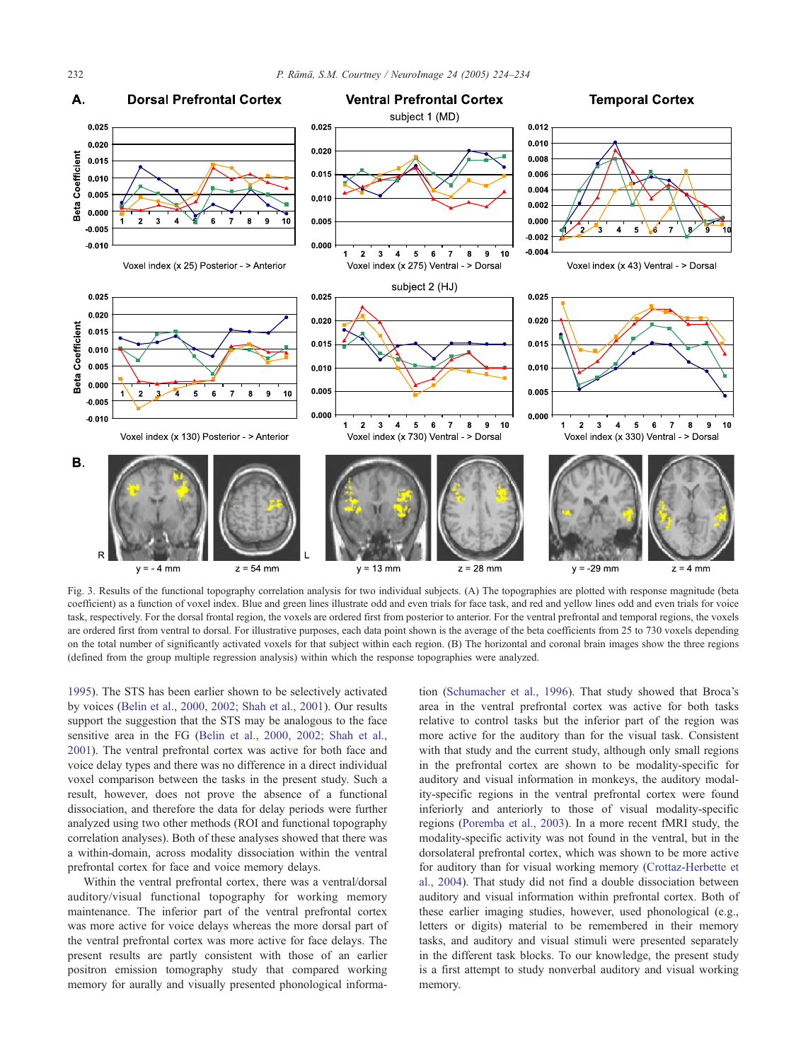A. **Dorsal Prefrontal Cortex** **Ventral Prefrontal Cortex** **Temporal Cortex**

subject 1 (MD)

Beta Coefficient

0.025
0.020
0.015
0.010
0.005
0.000
-0.005
-0.010

1 2 3 4 5 6 7 8 9 10

Voxel index (x 25) Posterior - > Anterior

0.025
0.020
0.015
0.010
0.005
0.000

1 2 3 4 5 6 7 8 9 10

Voxel index (x 275) Ventral - > Dorsal

0.012
0.010
0.008
0.006
0.004
0.002
0.000
-0.002
-0.004

1 2 3 4 5 6 7 8 9 10

Voxel index (x 43) Ventral - > Dorsal

subject 2 (HJ)

Beta Coefficient

0.025
0.020
0.015
0.010
0.005
0.000
-0.005
-0.010

1 2 3 4 5 6 7 8 9 10

Voxel index (x 130) Posterior - > Anterior

0.025
0.020
0.015
0.010
0.005
0.000

1 2 3 4 5 6 7 8 9 10

Voxel index (x 730) Ventral - > Dorsal

0.025
0.020
0.015
0.010
0.005
0.000

1 2 3 4 5 6 7 8 9 10

Voxel index (x 330) Ventral - > Dorsal

B.

R L

y = - 4 mm z = 54 mm y = 13 mm z = 28 mm y = -29 mm z = 4 mm

Fig. 3. Results of the functional topography correlation analysis for two individual subjects. (A) The topographies are plotted with response magnitude (beta coefficient) as a function of voxel index. Blue and green lines illustrate odd and even trials for face task, and red and yellow lines odd and even trials for voice task, respectively. For the dorsal frontal region, the voxels are ordered first from posterior to anterior. For the ventral prefrontal and temporal regions, the voxels are ordered first from ventral to dorsal. For illustrative purposes, each data point shown is the average of the beta coefficients from 25 to 730 voxels depending on the total number of significantly activated voxels for that subject within each region. (B) The horizontal and coronal brain images show the three regions (defined from the group multiple regression analysis) within which the response topographies were analyzed.

1995). The STS has been earlier shown to be selectively activated by voices (Belin et al., 2000, 2002; Shah et al., 2001). Our results support the suggestion that the STS may be analogous to the face sensitive area in the FG (Belin et al., 2000, 2002; Shah et al., 2001). The ventral prefrontal cortex was active for both face and voice delay types and there was no difference in a direct individual voxel comparison between the tasks in the present study. Such a result, however, does not prove the absence of a functional dissociation, and therefore the data for delay periods were further analyzed using two other methods (ROI and functional topography correlation analyses). Both of these analyses showed that there was a within-domain, across modality dissociation within the ventral prefrontal cortex for face and voice memory delays.

Within the ventral prefrontal cortex, there was a ventral/dorsal auditory/visual functional topography for working memory maintenance. The inferior part of the ventral prefrontal cortex was more active for voice delays whereas the more dorsal part of the ventral prefrontal cortex was more active for face delays. The present results are partly consistent with those of an earlier positron emission tomography study that compared working memory for aurally and visually presented phonological information (Schumacher et al., 1996). That study showed that Broca's area in the ventral prefrontal cortex was active for both tasks relative to control tasks but the inferior part of the region was more active for the auditory than for the visual task. Consistent with that study and the current study, although only small regions in the prefrontal cortex are shown to be modality-specific for auditory and visual information in monkeys, the auditory modality-specific regions in the ventral prefrontal cortex were found inferiorly and anteriorly to those of visual modality-specific regions (Poremba et al., 2003). In a more recent fMRI study, the modality-specific activity was not found in the ventral, but in the dorsolateral prefrontal cortex, which was shown to be more active for auditory than for visual working memory (Crottaz-Herbette et al., 2004). That study did not find a double dissociation between auditory and visual information within prefrontal cortex. Both of these earlier imaging studies, however, used phonological (e.g., letters or digits) material to be remembered in their memory tasks, and auditory and visual stimuli were presented separately in the different task blocks. To our knowledge, the present study is a first attempt to study nonverbal auditory and visual working memory.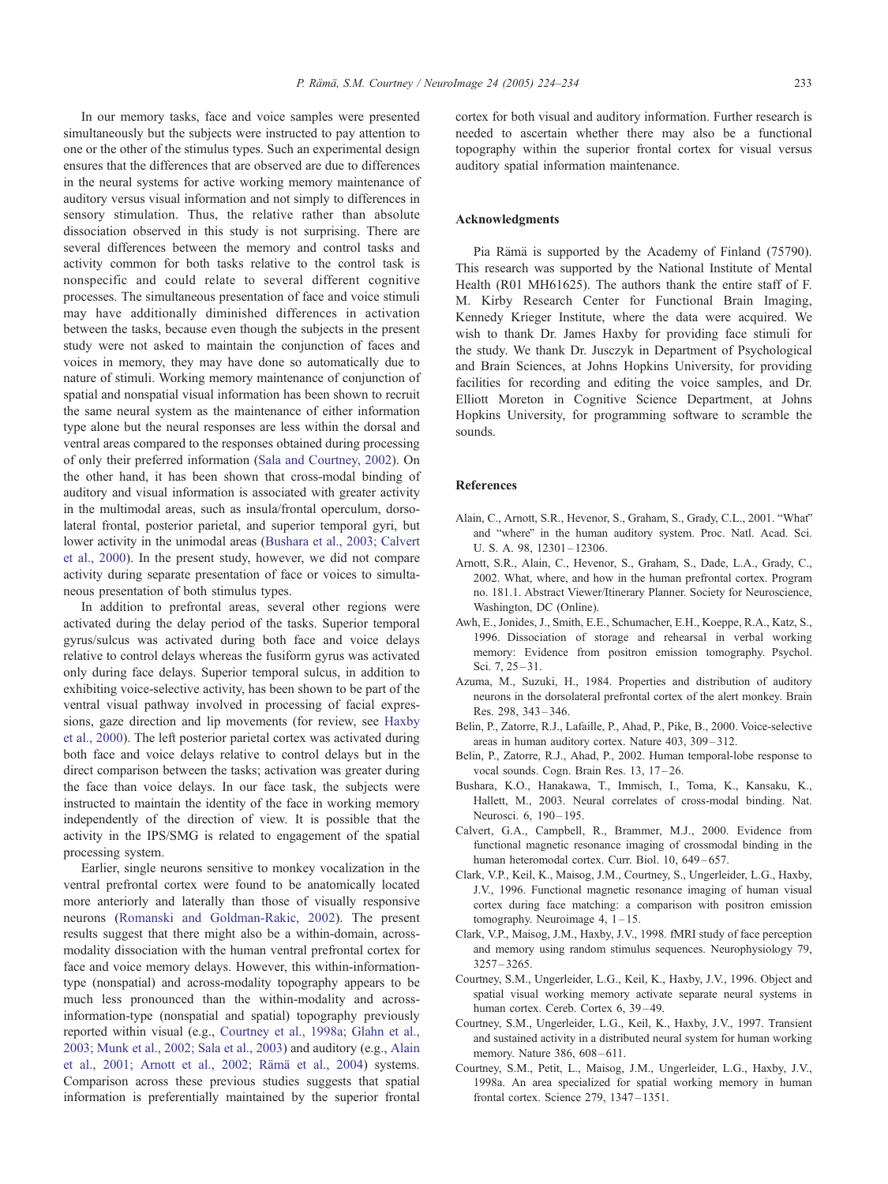In our memory tasks, face and voice samples were presented simultaneously but the subjects were instructed to pay attention to one or the other of the stimulus types. Such an experimental design ensures that the differences that are observed are due to differences in the neural systems for active working memory maintenance of auditory versus visual information and not simply to differences in sensory stimulation. Thus, the relative rather than absolute dissociation observed in this study is not surprising. There are several differences between the memory and control tasks and activity common for both tasks relative to the control task is nonspecific and could relate to several different cognitive processes. The simultaneous presentation of face and voice stimuli may have additionally diminished differences in activation between the tasks, because even though the subjects in the present study were not asked to maintain the conjunction of faces and voices in memory, they may have done so automatically due to nature of stimuli. Working memory maintenance of conjunction of spatial and nonspatial visual information has been shown to recruit the same neural system as the maintenance of either information type alone but the neural responses are less within the dorsal and ventral areas compared to the responses obtained during processing of only their preferred information (Sala and Courtney, 2002). On the other hand, it has been shown that cross-modal binding of auditory and visual information is associated with greater activity in the multimodal areas, such as insula/frontal operculum, dorsolateral frontal, posterior parietal, and superior temporal gyri, but lower activity in the unimodal areas (Bushara et al., 2003; Calvert et al., 2000). In the present study, however, we did not compare activity during separate presentation of face or voices to simultaneous presentation of both stimulus types.

In addition to prefrontal areas, several other regions were activated during the delay period of the tasks. Superior temporal gyrus/sulcus was activated during both face and voice delays relative to control delays whereas the fusiform gyrus was activated only during face delays. Superior temporal sulcus, in addition to exhibiting voice-selective activity, has been shown to be part of the ventral visual pathway involved in processing of facial expressions, gaze direction and lip movements (for review, see Haxby et al., 2000). The left posterior parietal cortex was activated during both face and voice delays relative to control delays but in the direct comparison between the tasks; activation was greater during the face than voice delays. In our face task, the subjects were instructed to maintain the identity of the face in working memory independently of the direction of view. It is possible that the activity in the IPS/SMG is related to engagement of the spatial processing system.

Earlier, single neurons sensitive to monkey vocalization in the ventral prefrontal cortex were found to be anatomically located more anteriorly and laterally than those of visually responsive neurons (Romanski and Goldman-Rakic, 2002). The present results suggest that there might also be a within-domain, across-modality dissociation with the human ventral prefrontal cortex for face and voice memory delays. However, this within-information-type (nonspatial) and across-modality topography appears to be much less pronounced than the within-modality and across-information-type (nonspatial and spatial) topography previously reported within visual (e.g., Courtney et al., 1998a; Glahn et al., 2003; Munk et al., 2002; Sala et al., 2003) and auditory (e.g., Alain et al., 2001; Arnott et al., 2002; Rämä et al., 2004) systems. Comparison across these previous studies suggests that spatial information is preferentially maintained by the superior frontal cortex for both visual and auditory information. Further research is needed to ascertain whether there may also be a functional topography within the superior frontal cortex for visual versus auditory spatial information maintenance.

## Acknowledgments

Pia Rämä is supported by the Academy of Finland (75790). This research was supported by the National Institute of Mental Health (R01 MH61625). The authors thank the entire staff of F. M. Kirby Research Center for Functional Brain Imaging, Kennedy Krieger Institute, where the data were acquired. We wish to thank Dr. James Haxby for providing face stimuli for the study. We thank Dr. Jusczyk in Department of Psychological and Brain Sciences, at Johns Hopkins University, for providing facilities for recording and editing the voice samples, and Dr. Elliott Moreton in Cognitive Science Department, at Johns Hopkins University, for programming software to scramble the sounds.

## References

Alain, C., Arnott, S.R., Hevenor, S., Graham, S., Grady, C.L., 2001. "What" and "where" in the human auditory system. Proc. Natl. Acad. Sci. U. S. A. 98, 12301–12306.

Arnott, S.R., Alain, C., Hevenor, S., Graham, S., Dade, L.A., Grady, C., 2002. What, where, and how in the human prefrontal cortex. Program no. 181.1. Abstract Viewer/Itinerary Planner. Society for Neuroscience, Washington, DC (Online).

Awh, E., Jonides, J., Smith, E.E., Schumacher, E.H., Koeppe, R.A., Katz, S., 1996. Dissociation of storage and rehearsal in verbal working memory: Evidence from positron emission tomography. Psychol. Sci. 7, 25–31.

Azuma, M., Suzuki, H., 1984. Properties and distribution of auditory neurons in the dorsolateral prefrontal cortex of the alert monkey. Brain Res. 298, 343–346.

Belin, P., Zatorre, R.J., Lafaille, P., Ahad, P., Pike, B., 2000. Voice-selective areas in human auditory cortex. Nature 403, 309–312.

Belin, P., Zatorre, R.J., Ahad, P., 2002. Human temporal-lobe response to vocal sounds. Cogn. Brain Res. 13, 17–26.

Bushara, K.O., Hanakawa, T., Immisch, I., Toma, K., Kansaku, K., Hallett, M., 2003. Neural correlates of cross-modal binding. Nat. Neurosci. 6, 190–195.

Calvert, G.A., Campbell, R., Brammer, M.J., 2000. Evidence from functional magnetic resonance imaging of crossmodal binding in the human heteromodal cortex. Curr. Biol. 10, 649–657.

Clark, V.P., Keil, K., Maisog, J.M., Courtney, S., Ungerleider, L.G., Haxby, J.V., 1996. Functional magnetic resonance imaging of human visual cortex during face matching: a comparison with positron emission tomography. Neuroimage 4, 1–15.

Clark, V.P., Maisog, J.M., Haxby, J.V., 1998. fMRI study of face perception and memory using random stimulus sequences. Neurophysiology 79, 3257–3265.

Courtney, S.M., Ungerleider, L.G., Keil, K., Haxby, J.V., 1996. Object and spatial visual working memory activate separate neural systems in human cortex. Cereb. Cortex 6, 39–49.

Courtney, S.M., Ungerleider, L.G., Keil, K., Haxby, J.V., 1997. Transient and sustained activity in a distributed neural system for human working memory. Nature 386, 608–611.

Courtney, S.M., Petit, L., Maisog, J.M., Ungerleider, L.G., Haxby, J.V., 1998a. An area specialized for spatial working memory in human frontal cortex. Science 279, 1347–1351.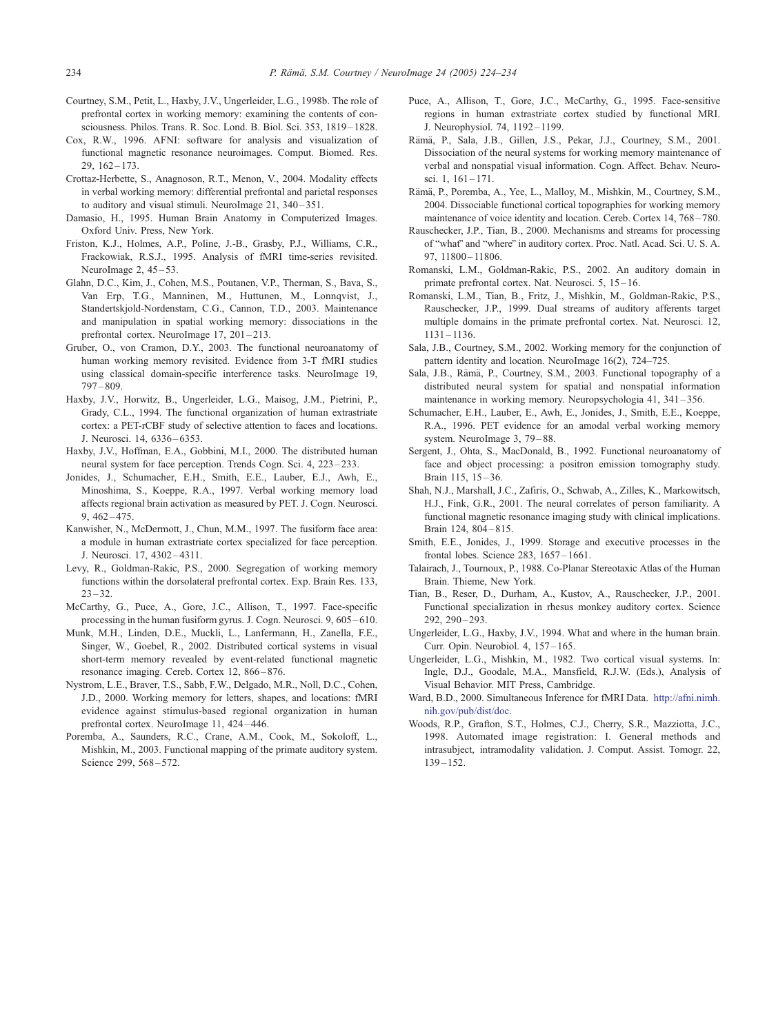Courtney, S.M., Petit, L., Haxby, J.V., Ungerleider, L.G., 1998b. The role of prefrontal cortex in working memory: examining the contents of consciousness. Philos. Trans. R. Soc. Lond. B. Biol. Sci. 353, 1819–1828.

Cox, R.W., 1996. AFNI: software for analysis and visualization of functional magnetic resonance neuroimages. Comput. Biomed. Res. 29, 162–173.

Crottaz-Herbette, S., Anagnoson, R.T., Menon, V., 2004. Modality effects in verbal working memory: differential prefrontal and parietal responses to auditory and visual stimuli. NeuroImage 21, 340–351.

Damasio, H., 1995. Human Brain Anatomy in Computerized Images. Oxford Univ. Press, New York.

Friston, K.J., Holmes, A.P., Poline, J.-B., Grasby, P.J., Williams, C.R., Frackowiak, R.S.J., 1995. Analysis of fMRI time-series revisited. NeuroImage 2, 45–53.

Glahn, D.C., Kim, J., Cohen, M.S., Poutanen, V.P., Therman, S., Bava, S., Van Erp, T.G., Manninen, M., Huttunen, M., Lonnqvist, J., Standertskjold-Nordenstam, C.G., Cannon, T.D., 2003. Maintenance and manipulation in spatial working memory: dissociations in the prefrontal cortex. NeuroImage 17, 201–213.

Gruber, O., von Cramon, D.Y., 2003. The functional neuroanatomy of human working memory revisited. Evidence from 3-T fMRI studies using classical domain-specific interference tasks. NeuroImage 19, 797–809.

Haxby, J.V., Horwitz, B., Ungerleider, L.G., Maisog, J.M., Pietrini, P., Grady, C.L., 1994. The functional organization of human extrastriate cortex: a PET-rCBF study of selective attention to faces and locations. J. Neurosci. 14, 6336–6353.

Haxby, J.V., Hoffman, E.A., Gobbini, M.I., 2000. The distributed human neural system for face perception. Trends Cogn. Sci. 4, 223–233.

Jonides, J., Schumacher, E.H., Smith, E.E., Lauber, E.J., Awh, E., Minoshima, S., Koeppe, R.A., 1997. Verbal working memory load affects regional brain activation as measured by PET. J. Cogn. Neurosci. 9, 462–475.

Kanwisher, N., McDermott, J., Chun, M.M., 1997. The fusiform face area: a module in human extrastriate cortex specialized for face perception. J. Neurosci. 17, 4302–4311.

Levy, R., Goldman-Rakic, P.S., 2000. Segregation of working memory functions within the dorsolateral prefrontal cortex. Exp. Brain Res. 133, 23–32.

McCarthy, G., Puce, A., Gore, J.C., Allison, T., 1997. Face-specific processing in the human fusiform gyrus. J. Cogn. Neurosci. 9, 605–610.

Munk, M.H., Linden, D.E., Muckli, L., Lanfermann, H., Zanella, F.E., Singer, W., Goebel, R., 2002. Distributed cortical systems in visual short-term memory revealed by event-related functional magnetic resonance imaging. Cereb. Cortex 12, 866–876.

Nystrom, L.E., Braver, T.S., Sabb, F.W., Delgado, M.R., Noll, D.C., Cohen, J.D., 2000. Working memory for letters, shapes, and locations: fMRI evidence against stimulus-based regional organization in human prefrontal cortex. NeuroImage 11, 424–446.

Poremba, A., Saunders, R.C., Crane, A.M., Cook, M., Sokoloff, L., Mishkin, M., 2003. Functional mapping of the primate auditory system. Science 299, 568–572.

Puce, A., Allison, T., Gore, J.C., McCarthy, G., 1995. Face-sensitive regions in human extrastriate cortex studied by functional MRI. J. Neurophysiol. 74, 1192–1199.

Rämä, P., Sala, J.B., Gillen, J.S., Pekar, J.J., Courtney, S.M., 2001. Dissociation of the neural systems for working memory maintenance of verbal and nonspatial visual information. Cogn. Affect. Behav. Neurosci. 1, 161–171.

Rämä, P., Poremba, A., Yee, L., Malloy, M., Mishkin, M., Courtney, S.M., 2004. Dissociable functional cortical topographies for working memory maintenance of voice identity and location. Cereb. Cortex 14, 768–780.

Rauschecker, J.P., Tian, B., 2000. Mechanisms and streams for processing of "what" and "where" in auditory cortex. Proc. Natl. Acad. Sci. U. S. A. 97, 11800–11806.

Romanski, L.M., Goldman-Rakic, P.S., 2002. An auditory domain in primate prefrontal cortex. Nat. Neurosci. 5, 15–16.

Romanski, L.M., Tian, B., Fritz, J., Mishkin, M., Goldman-Rakic, P.S., Rauschecker, J.P., 1999. Dual streams of auditory afferents target multiple domains in the primate prefrontal cortex. Nat. Neurosci. 12, 1131–1136.

Sala, J.B., Courtney, S.M., 2002. Working memory for the conjunction of pattern identity and location. NeuroImage 16(2), 724–725.

Sala, J.B., Rämä, P., Courtney, S.M., 2003. Functional topography of a distributed neural system for spatial and nonspatial information maintenance in working memory. Neuropsychologia 41, 341–356.

Schumacher, E.H., Lauber, E., Awh, E., Jonides, J., Smith, E.E., Koeppe, R.A., 1996. PET evidence for an amodal verbal working memory system. NeuroImage 3, 79–88.

Sergent, J., Ohta, S., MacDonald, B., 1992. Functional neuroanatomy of face and object processing: a positron emission tomography study. Brain 115, 15–36.

Shah, N.J., Marshall, J.C., Zafiris, O., Schwab, A., Zilles, K., Markowitsch, H.J., Fink, G.R., 2001. The neural correlates of person familiarity. A functional magnetic resonance imaging study with clinical implications. Brain 124, 804–815.

Smith, E.E., Jonides, J., 1999. Storage and executive processes in the frontal lobes. Science 283, 1657–1661.

Talairach, J., Tournoux, P., 1988. Co-Planar Stereotaxic Atlas of the Human Brain. Thieme, New York.

Tian, B., Reser, D., Durham, A., Kustov, A., Rauschecker, J.P., 2001. Functional specialization in rhesus monkey auditory cortex. Science 292, 290–293.

Ungerleider, L.G., Haxby, J.V., 1994. What and where in the human brain. Curr. Opin. Neurobiol. 4, 157–165.

Ungerleider, L.G., Mishkin, M., 1982. Two cortical visual systems. In: Ingle, D.J., Goodale, M.A., Mansfield, R.J.W. (Eds.), Analysis of Visual Behavior. MIT Press, Cambridge.

Ward, B.D., 2000. Simultaneous Inference for fMRI Data. http://afni.nimh.nih.gov/pub/dist/doc.

Woods, R.P., Grafton, S.T., Holmes, C.J., Cherry, S.R., Mazziotta, J.C., 1998. Automated image registration: I. General methods and intrasubject, intramodality validation. J. Comput. Assist. Tomogr. 22, 139–152.